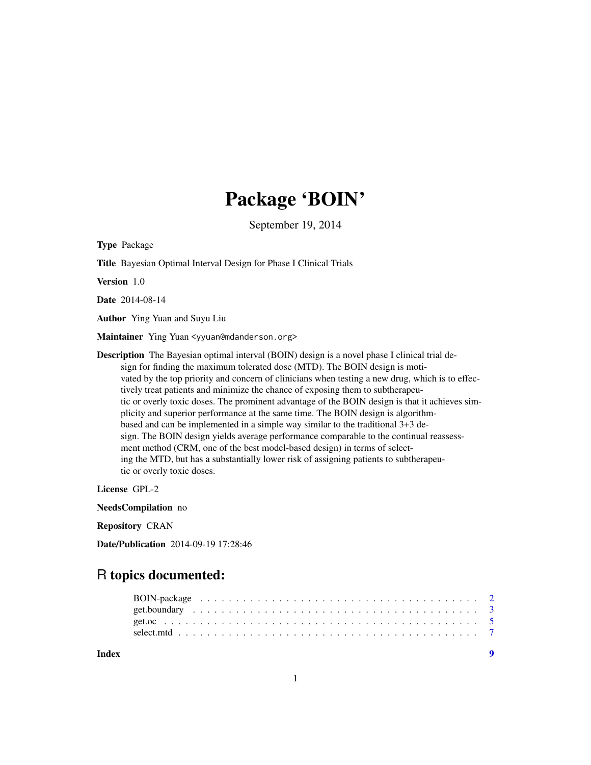# Package 'BOIN'

September 19, 2014

**Type** Package

**Title** Bayesian Optimal Interval Design for Phase I Clinical Trials

**Version** 1.0

**Date** 2014-08-14

**Author** Ying Yuan and Suyu Liu

**Maintainer** Ying Yuan <yyuan@mdanderson.org>

**Description** The Bayesian optimal interval (BOIN) design is a novel phase I clinical trial design for finding the maximum tolerated dose (MTD). The BOIN design is motivated by the top priority and concern of clinicians when testing a new drug, which is to effectively treat patients and minimize the chance of exposing them to subtherapeutic or overly toxic doses. The prominent advantage of the BOIN design is that it achieves simplicity and superior performance at the same time. The BOIN design is algorithm-based and can be implemented in a simple way similar to the traditional 3+3 design. The BOIN design yields average performance comparable to the continual reassessment method (CRM, one of the best model-based design) in terms of selecting the MTD, but has a substantially lower risk of assigning patients to subtherapeutic or overly toxic doses.

**License** GPL-2

**NeedsCompilation** no

**Repository** CRAN

**Date/Publication** 2014-09-19 17:28:46

## R topics documented:

- BOIN-package . . . . . . . . . . . . . . . . . . . . . . . . . . . . . . . . . . . . . . . 2
- get.boundary . . . . . . . . . . . . . . . . . . . . . . . . . . . . . . . . . . . . . . . 3
- get.oc . . . . . . . . . . . . . . . . . . . . . . . . . . . . . . . . . . . . . . . . . . 5
- select.mtd . . . . . . . . . . . . . . . . . . . . . . . . . . . . . . . . . . . . . . . . 7

**Index** 9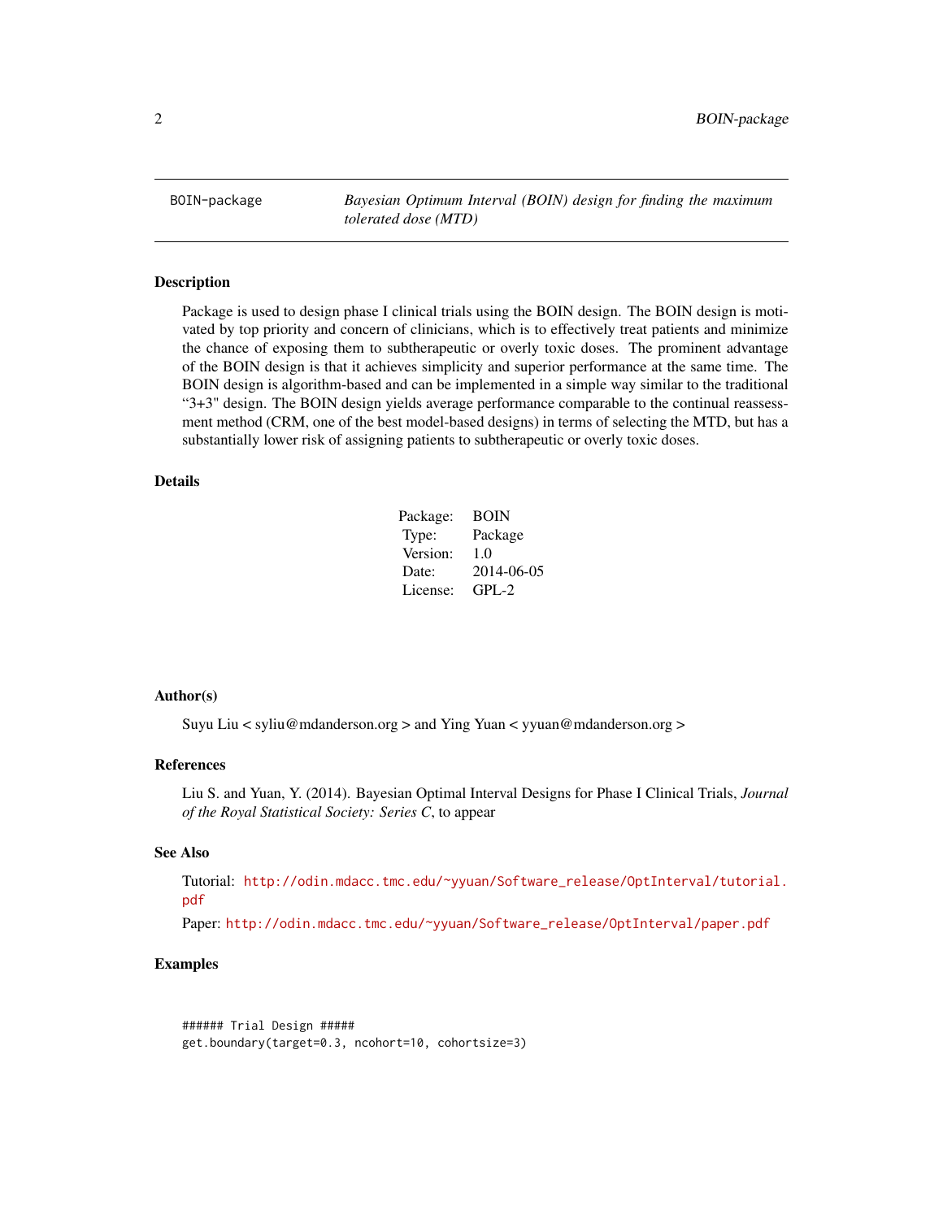# BOIN-package — *Bayesian Optimum Interval (BOIN) design for finding the maximum tolerated dose (MTD)*

## Description

Package is used to design phase I clinical trials using the BOIN design. The BOIN design is motivated by top priority and concern of clinicians, which is to effectively treat patients and minimize the chance of exposing them to subtherapeutic or overly toxic doses. The prominent advantage of the BOIN design is that it achieves simplicity and superior performance at the same time. The BOIN design is algorithm-based and can be implemented in a simple way similar to the traditional "3+3" design. The BOIN design yields average performance comparable to the continual reassessment method (CRM, one of the best model-based designs) in terms of selecting the MTD, but has a substantially lower risk of assigning patients to subtherapeutic or overly toxic doses.

## Details

| | |
|---|---|
| Package: | BOIN |
| Type: | Package |
| Version: | 1.0 |
| Date: | 2014-06-05 |
| License: | GPL-2 |

## Author(s)

Suyu Liu < syliu@mdanderson.org > and Ying Yuan < yyuan@mdanderson.org >

## References

Liu S. and Yuan, Y. (2014). Bayesian Optimal Interval Designs for Phase I Clinical Trials, *Journal of the Royal Statistical Society: Series C*, to appear

## See Also

Tutorial: http://odin.mdacc.tmc.edu/~yyuan/Software_release/OptInterval/tutorial.pdf

Paper: http://odin.mdacc.tmc.edu/~yyuan/Software_release/OptInterval/paper.pdf

## Examples

```
###### Trial Design #####
get.boundary(target=0.3, ncohort=10, cohortsize=3)
```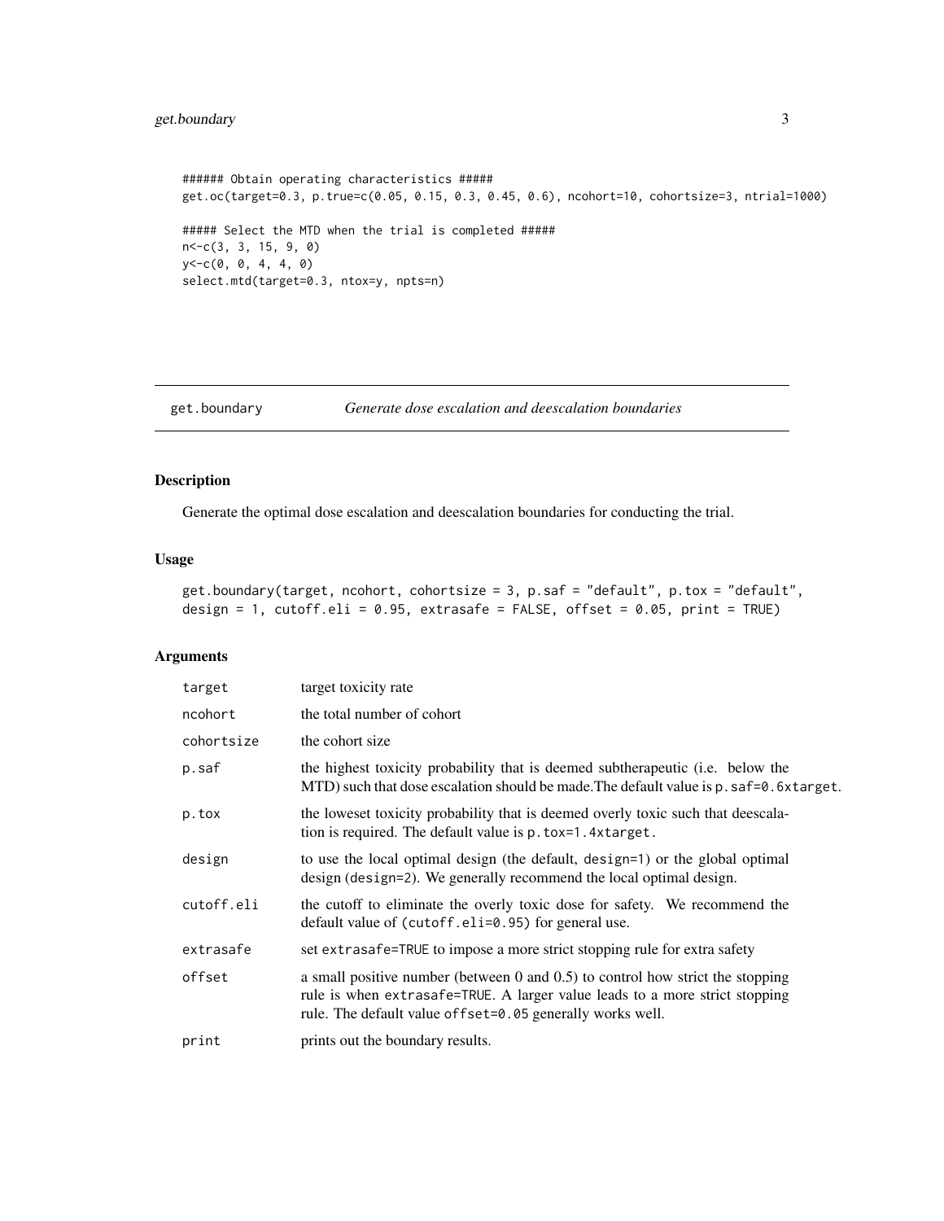```
###### Obtain operating characteristics #####
get.oc(target=0.3, p.true=c(0.05, 0.15, 0.3, 0.45, 0.6), ncohort=10, cohortsize=3, ntrial=1000)

##### Select the MTD when the trial is completed #####
n<-c(3, 3, 15, 9, 0)
y<-c(0, 0, 4, 4, 0)
select.mtd(target=0.3, ntox=y, npts=n)
```

---

## get.boundary — *Generate dose escalation and deescalation boundaries*

---

### Description

Generate the optimal dose escalation and deescalation boundaries for conducting the trial.

### Usage

```
get.boundary(target, ncohort, cohortsize = 3, p.saf = "default", p.tox = "default",
design = 1, cutoff.eli = 0.95, extrasafe = FALSE, offset = 0.05, print = TRUE)
```

### Arguments

| | |
|---|---|
| `target` | target toxicity rate |
| `ncohort` | the total number of cohort |
| `cohortsize` | the cohort size |
| `p.saf` | the highest toxicity probability that is deemed subtherapeutic (i.e. below the MTD) such that dose escalation should be made.The default value is `p.saf=0.6xtarget`. |
| `p.tox` | the loweset toxicity probability that is deemed overly toxic such that deescalation is required. The default value is `p.tox=1.4xtarget`. |
| `design` | to use the local optimal design (the default, `design=1`) or the global optimal design (`design=2`). We generally recommend the local optimal design. |
| `cutoff.eli` | the cutoff to eliminate the overly toxic dose for safety. We recommend the default value of (`cutoff.eli=0.95`) for general use. |
| `extrasafe` | set `extrasafe=TRUE` to impose a more strict stopping rule for extra safety |
| `offset` | a small positive number (between 0 and 0.5) to control how strict the stopping rule is when `extrasafe=TRUE`. A larger value leads to a more strict stopping rule. The default value `offset=0.05` generally works well. |
| `print` | prints out the boundary results. |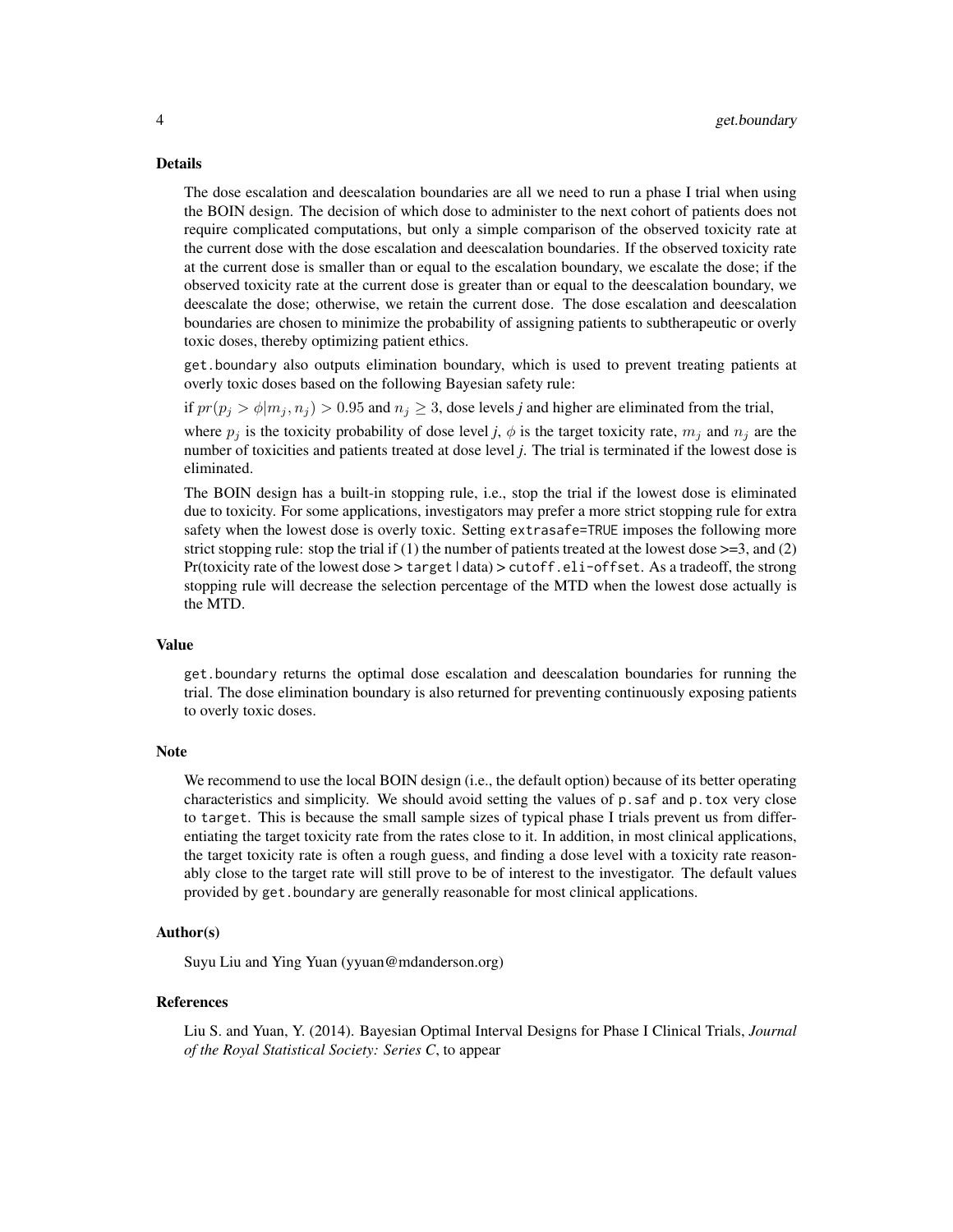## Details

The dose escalation and deescalation boundaries are all we need to run a phase I trial when using the BOIN design. The decision of which dose to administer to the next cohort of patients does not require complicated computations, but only a simple comparison of the observed toxicity rate at the current dose with the dose escalation and deescalation boundaries. If the observed toxicity rate at the current dose is smaller than or equal to the escalation boundary, we escalate the dose; if the observed toxicity rate at the current dose is greater than or equal to the deescalation boundary, we deescalate the dose; otherwise, we retain the current dose. The dose escalation and deescalation boundaries are chosen to minimize the probability of assigning patients to subtherapeutic or overly toxic doses, thereby optimizing patient ethics.

`get.boundary` also outputs elimination boundary, which is used to prevent treating patients at overly toxic doses based on the following Bayesian safety rule:

if $pr(p_j > \phi | m_j, n_j) > 0.95$ and $n_j \geq 3$, dose levels *j* and higher are eliminated from the trial,

where $p_j$ is the toxicity probability of dose level *j*, $\phi$ is the target toxicity rate, $m_j$ and $n_j$ are the number of toxicities and patients treated at dose level *j*. The trial is terminated if the lowest dose is eliminated.

The BOIN design has a built-in stopping rule, i.e., stop the trial if the lowest dose is eliminated due to toxicity. For some applications, investigators may prefer a more strict stopping rule for extra safety when the lowest dose is overly toxic. Setting `extrasafe=TRUE` imposes the following more strict stopping rule: stop the trial if (1) the number of patients treated at the lowest dose >=3, and (2) Pr(toxicity rate of the lowest dose > `target` | data) > `cutoff.eli-offset`. As a tradeoff, the strong stopping rule will decrease the selection percentage of the MTD when the lowest dose actually is the MTD.

## Value

`get.boundary` returns the optimal dose escalation and deescalation boundaries for running the trial. The dose elimination boundary is also returned for preventing continuously exposing patients to overly toxic doses.

## Note

We recommend to use the local BOIN design (i.e., the default option) because of its better operating characteristics and simplicity. We should avoid setting the values of `p.saf` and `p.tox` very close to `target`. This is because the small sample sizes of typical phase I trials prevent us from differentiating the target toxicity rate from the rates close to it. In addition, in most clinical applications, the target toxicity rate is often a rough guess, and finding a dose level with a toxicity rate reasonably close to the target rate will still prove to be of interest to the investigator. The default values provided by `get.boundary` are generally reasonable for most clinical applications.

## Author(s)

Suyu Liu and Ying Yuan (yyuan@mdanderson.org)

## References

Liu S. and Yuan, Y. (2014). Bayesian Optimal Interval Designs for Phase I Clinical Trials, *Journal of the Royal Statistical Society: Series C*, to appear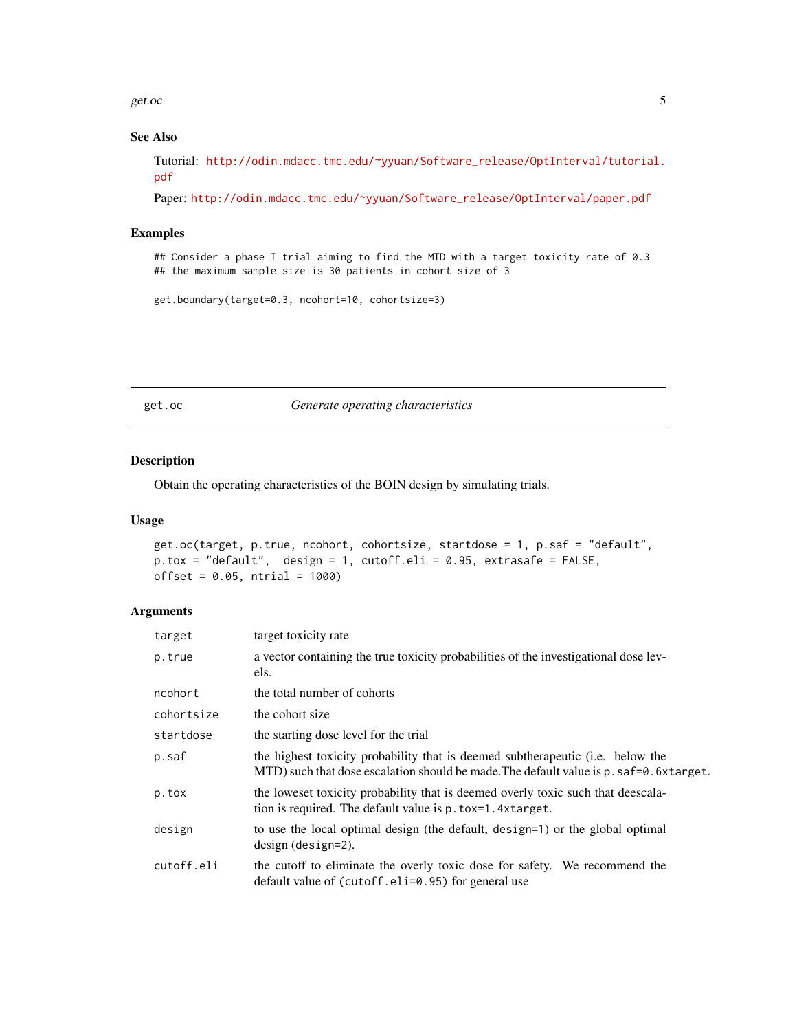## See Also

Tutorial: http://odin.mdacc.tmc.edu/~yyuan/Software_release/OptInterval/tutorial.pdf

Paper: http://odin.mdacc.tmc.edu/~yyuan/Software_release/OptInterval/paper.pdf

## Examples

```
## Consider a phase I trial aiming to find the MTD with a target toxicity rate of 0.3
## the maximum sample size is 30 patients in cohort size of 3

get.boundary(target=0.3, ncohort=10, cohortsize=3)
```

---

# get.oc — *Generate operating characteristics*

---

## Description

Obtain the operating characteristics of the BOIN design by simulating trials.

## Usage

```
get.oc(target, p.true, ncohort, cohortsize, startdose = 1, p.saf = "default",
p.tox = "default",  design = 1, cutoff.eli = 0.95, extrasafe = FALSE,
offset = 0.05, ntrial = 1000)
```

## Arguments

| | |
|---|---|
| `target` | target toxicity rate |
| `p.true` | a vector containing the true toxicity probabilities of the investigational dose levels. |
| `ncohort` | the total number of cohorts |
| `cohortsize` | the cohort size |
| `startdose` | the starting dose level for the trial |
| `p.saf` | the highest toxicity probability that is deemed subtherapeutic (i.e. below the MTD) such that dose escalation should be made.The default value is `p.saf=0.6xtarget`. |
| `p.tox` | the loweset toxicity probability that is deemed overly toxic such that deescalation is required. The default value is `p.tox=1.4xtarget`. |
| `design` | to use the local optimal design (the default, `design=1`) or the global optimal design (`design=2`). |
| `cutoff.eli` | the cutoff to eliminate the overly toxic dose for safety. We recommend the default value of (`cutoff.eli=0.95`) for general use |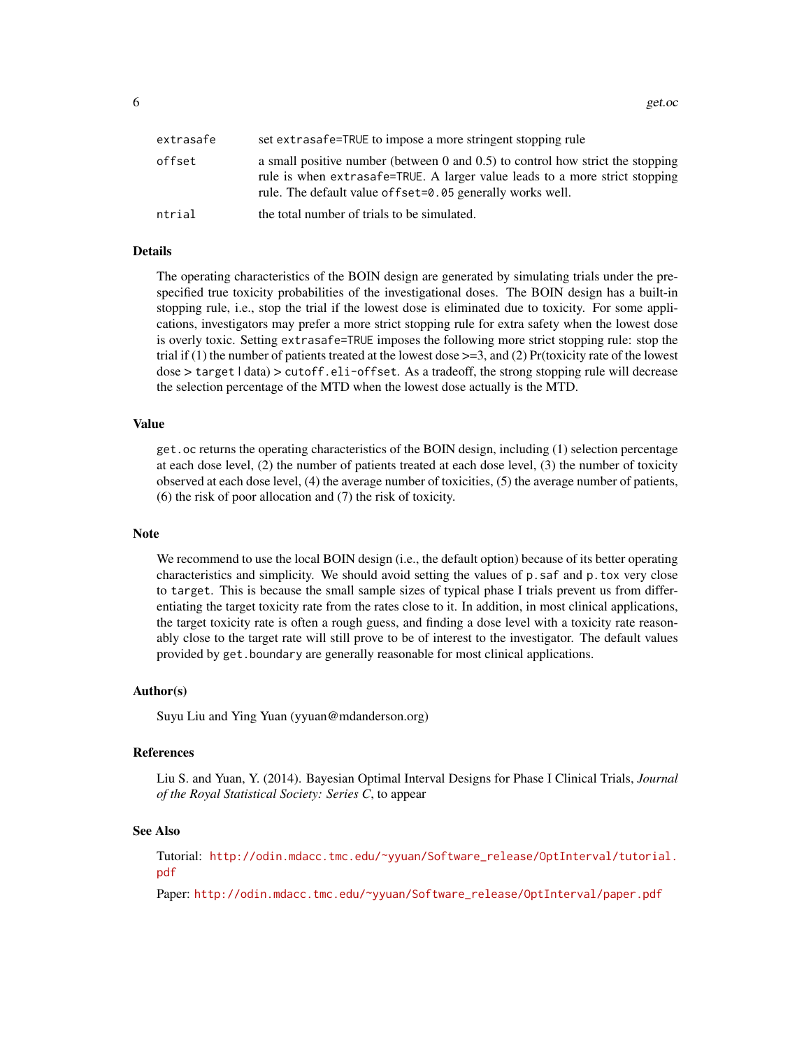| | |
|---|---|
| extrasafe | set extrasafe=TRUE to impose a more stringent stopping rule |
| offset | a small positive number (between 0 and 0.5) to control how strict the stopping rule is when extrasafe=TRUE. A larger value leads to a more strict stopping rule. The default value offset=0.05 generally works well. |
| ntrial | the total number of trials to be simulated. |

## Details

The operating characteristics of the BOIN design are generated by simulating trials under the prespecified true toxicity probabilities of the investigational doses. The BOIN design has a built-in stopping rule, i.e., stop the trial if the lowest dose is eliminated due to toxicity. For some applications, investigators may prefer a more strict stopping rule for extra safety when the lowest dose is overly toxic. Setting extrasafe=TRUE imposes the following more strict stopping rule: stop the trial if (1) the number of patients treated at the lowest dose >=3, and (2) Pr(toxicity rate of the lowest dose > target | data) > cutoff.eli-offset. As a tradeoff, the strong stopping rule will decrease the selection percentage of the MTD when the lowest dose actually is the MTD.

## Value

get.oc returns the operating characteristics of the BOIN design, including (1) selection percentage at each dose level, (2) the number of patients treated at each dose level, (3) the number of toxicity observed at each dose level, (4) the average number of toxicities, (5) the average number of patients, (6) the risk of poor allocation and (7) the risk of toxicity.

## Note

We recommend to use the local BOIN design (i.e., the default option) because of its better operating characteristics and simplicity. We should avoid setting the values of p.saf and p.tox very close to target. This is because the small sample sizes of typical phase I trials prevent us from differentiating the target toxicity rate from the rates close to it. In addition, in most clinical applications, the target toxicity rate is often a rough guess, and finding a dose level with a toxicity rate reasonably close to the target rate will still prove to be of interest to the investigator. The default values provided by get.boundary are generally reasonable for most clinical applications.

## Author(s)

Suyu Liu and Ying Yuan (yyuan@mdanderson.org)

## References

Liu S. and Yuan, Y. (2014). Bayesian Optimal Interval Designs for Phase I Clinical Trials, *Journal of the Royal Statistical Society: Series C*, to appear

## See Also

Tutorial: http://odin.mdacc.tmc.edu/~yyuan/Software_release/OptInterval/tutorial.pdf

Paper: http://odin.mdacc.tmc.edu/~yyuan/Software_release/OptInterval/paper.pdf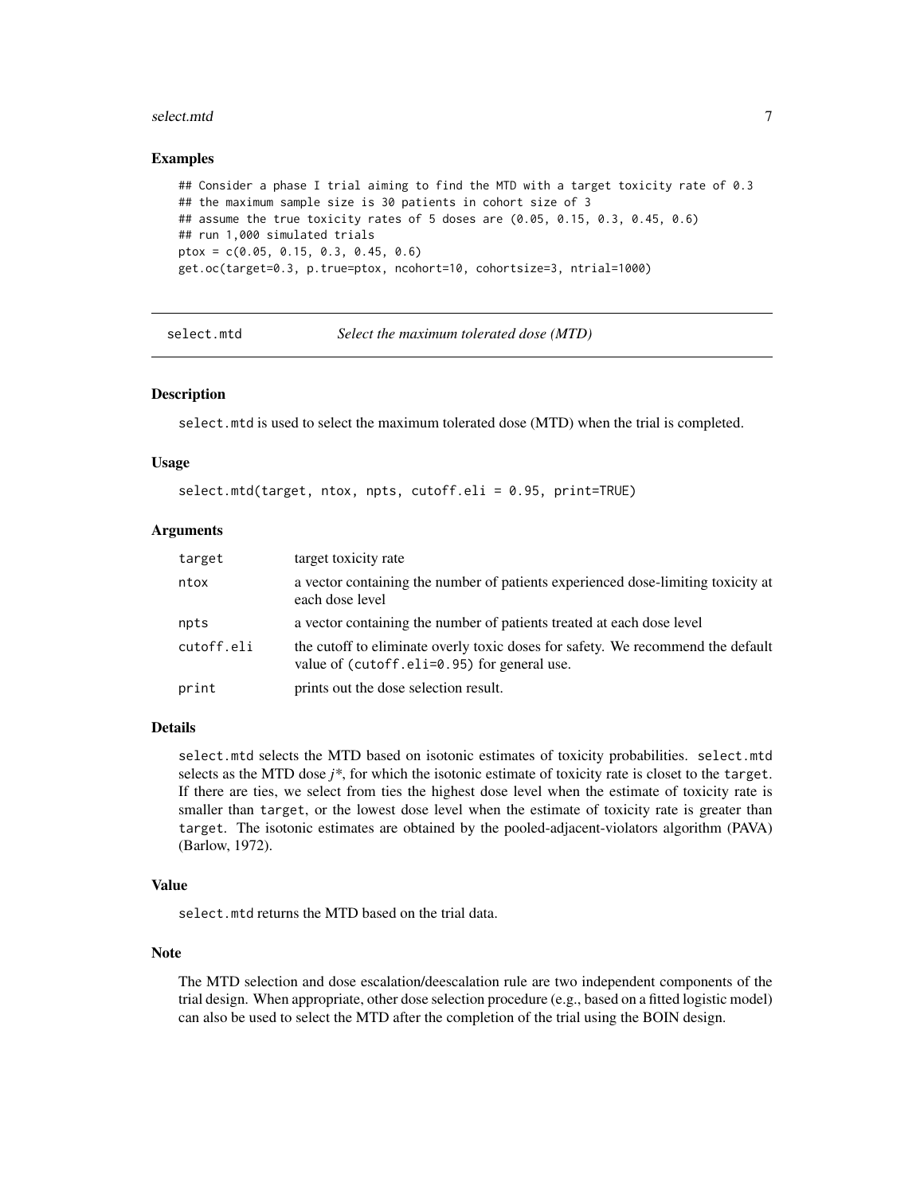### Examples

```
## Consider a phase I trial aiming to find the MTD with a target toxicity rate of 0.3
## the maximum sample size is 30 patients in cohort size of 3
## assume the true toxicity rates of 5 doses are (0.05, 0.15, 0.3, 0.45, 0.6)
## run 1,000 simulated trials
ptox = c(0.05, 0.15, 0.3, 0.45, 0.6)
get.oc(target=0.3, p.true=ptox, ncohort=10, cohortsize=3, ntrial=1000)
```

---

## select.mtd — *Select the maximum tolerated dose (MTD)*

---

### Description

select.mtd is used to select the maximum tolerated dose (MTD) when the trial is completed.

### Usage

```
select.mtd(target, ntox, npts, cutoff.eli = 0.95, print=TRUE)
```

### Arguments

| | |
|---|---|
| target | target toxicity rate |
| ntox | a vector containing the number of patients experienced dose-limiting toxicity at each dose level |
| npts | a vector containing the number of patients treated at each dose level |
| cutoff.eli | the cutoff to eliminate overly toxic doses for safety. We recommend the default value of (cutoff.eli=0.95) for general use. |
| print | prints out the dose selection result. |

### Details

select.mtd selects the MTD based on isotonic estimates of toxicity probabilities. select.mtd selects as the MTD dose $j^*$, for which the isotonic estimate of toxicity rate is closet to the target. If there are ties, we select from ties the highest dose level when the estimate of toxicity rate is smaller than target, or the lowest dose level when the estimate of toxicity rate is greater than target. The isotonic estimates are obtained by the pooled-adjacent-violators algorithm (PAVA) (Barlow, 1972).

### Value

select.mtd returns the MTD based on the trial data.

### Note

The MTD selection and dose escalation/deescalation rule are two independent components of the trial design. When appropriate, other dose selection procedure (e.g., based on a fitted logistic model) can also be used to select the MTD after the completion of the trial using the BOIN design.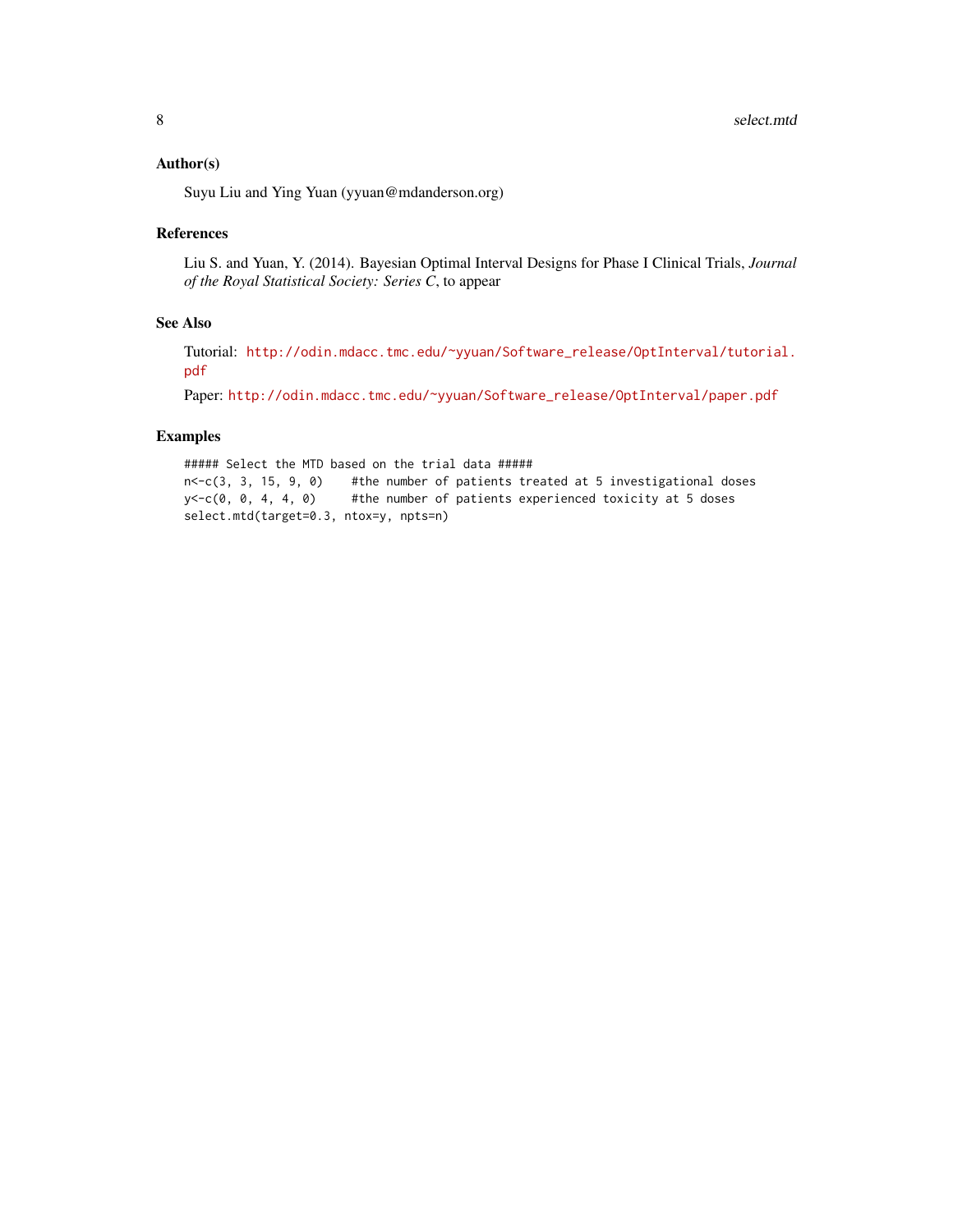## Author(s)

Suyu Liu and Ying Yuan (yyuan@mdanderson.org)

## References

Liu S. and Yuan, Y. (2014). Bayesian Optimal Interval Designs for Phase I Clinical Trials, *Journal of the Royal Statistical Society: Series C*, to appear

## See Also

Tutorial: http://odin.mdacc.tmc.edu/~yyuan/Software_release/OptInterval/tutorial.pdf

Paper: http://odin.mdacc.tmc.edu/~yyuan/Software_release/OptInterval/paper.pdf

## Examples

```
##### Select the MTD based on the trial data #####
n<-c(3, 3, 15, 9, 0)    #the number of patients treated at 5 investigational doses
y<-c(0, 0, 4, 4, 0)     #the number of patients experienced toxicity at 5 doses
select.mtd(target=0.3, ntox=y, npts=n)
```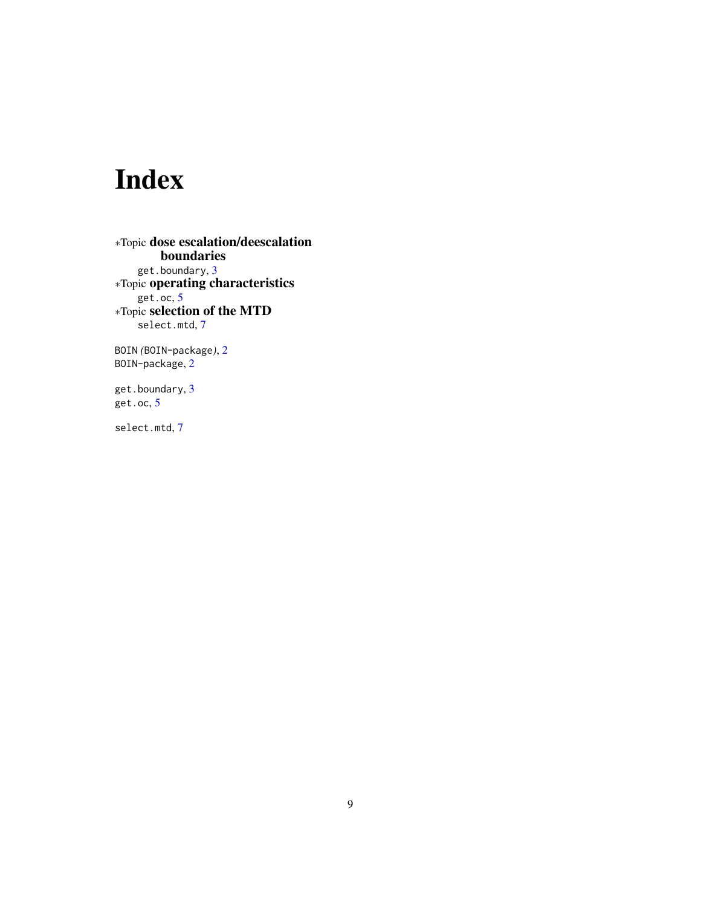# Index

∗Topic **dose escalation/deescalation boundaries**
    get.boundary, 3
∗Topic **operating characteristics**
    get.oc, 5
∗Topic **selection of the MTD**
    select.mtd, 7

BOIN *(*BOIN-package*)*, 2
BOIN-package, 2

get.boundary, 3
get.oc, 5

select.mtd, 7